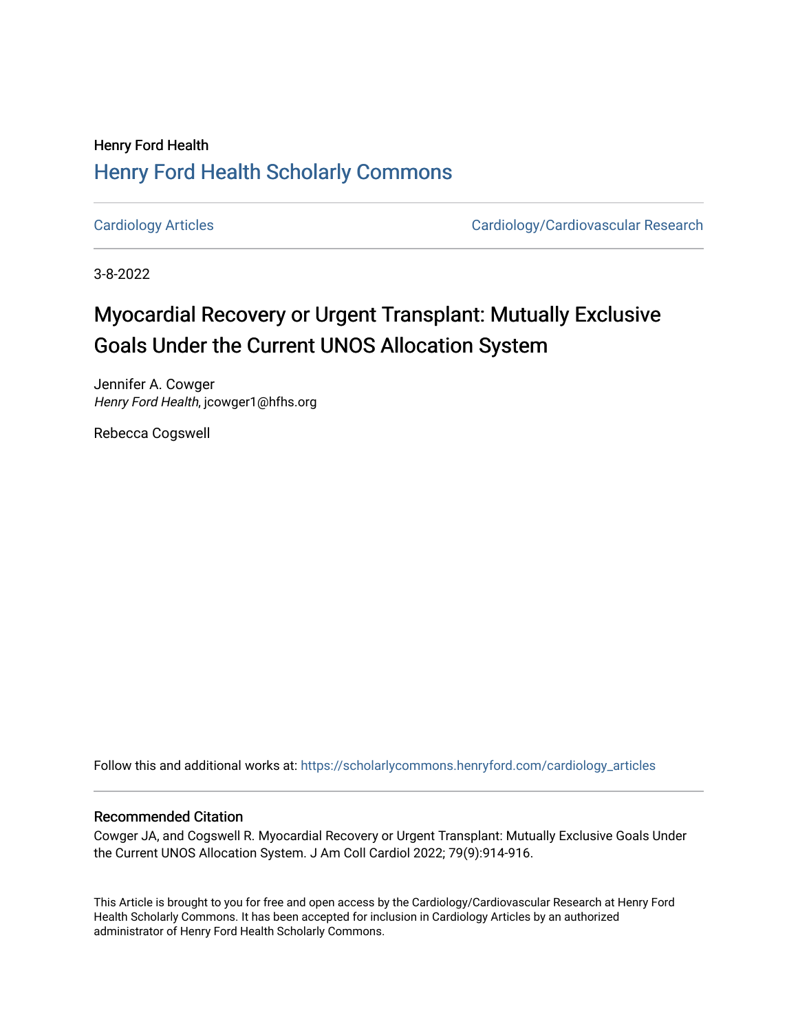Henry Ford Health

## Henry Ford Health Scholarly Commons

Cardiology Articles

Cardiology/Cardiovascular Research

3-8-2022

# Myocardial Recovery or Urgent Transplant: Mutually Exclusive Goals Under the Current UNOS Allocation System

Jennifer A. Cowger
*Henry Ford Health*, jcowger1@hfhs.org

Rebecca Cogswell

Follow this and additional works at: https://scholarlycommons.henryford.com/cardiology_articles

### Recommended Citation

Cowger JA, and Cogswell R. Myocardial Recovery or Urgent Transplant: Mutually Exclusive Goals Under the Current UNOS Allocation System. J Am Coll Cardiol 2022; 79(9):914-916.

This Article is brought to you for free and open access by the Cardiology/Cardiovascular Research at Henry Ford Health Scholarly Commons. It has been accepted for inclusion in Cardiology Articles by an authorized administrator of Henry Ford Health Scholarly Commons.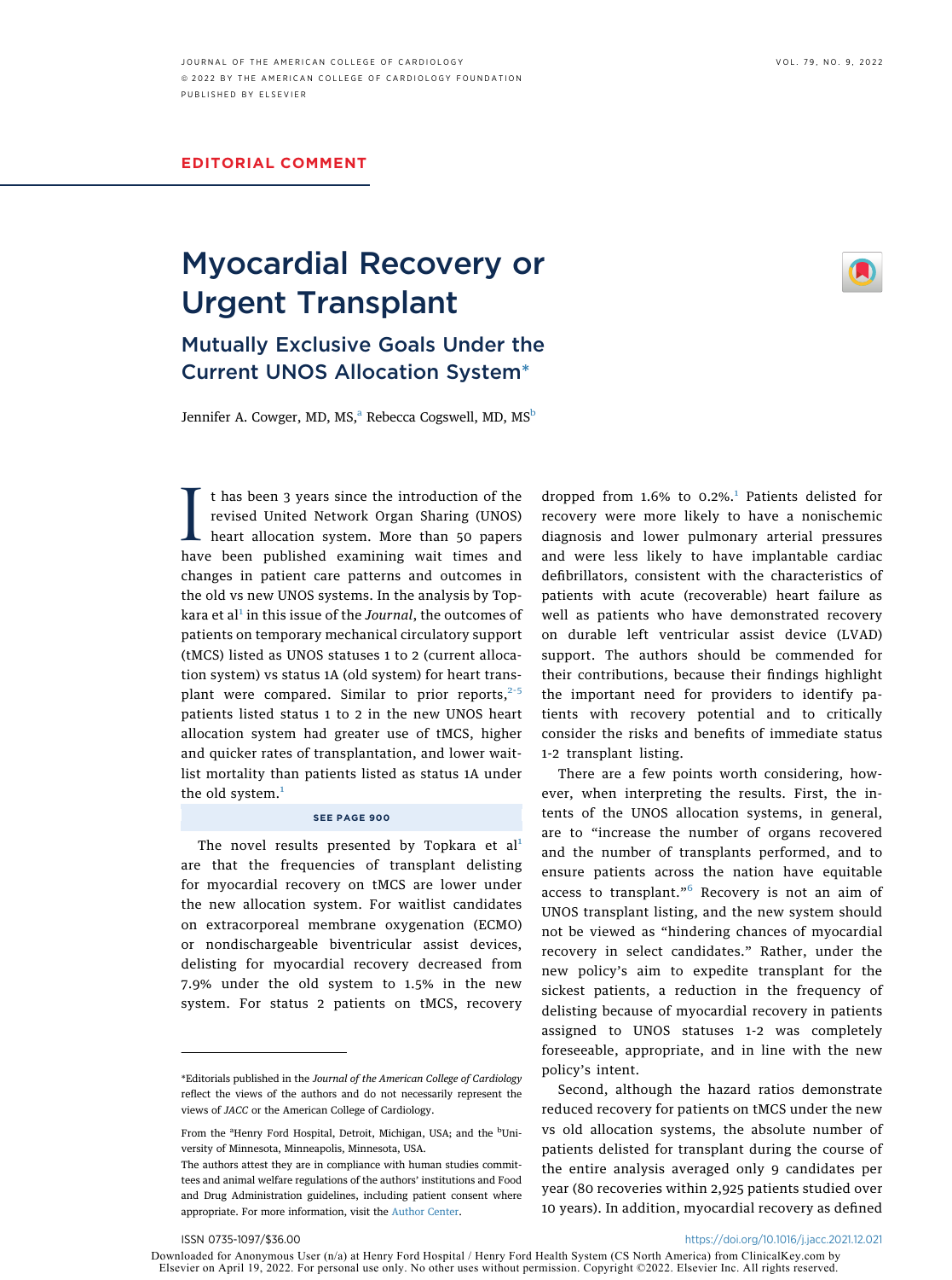EDITORIAL COMMENT

# Myocardial Recovery or Urgent Transplant

## Mutually Exclusive Goals Under the Current UNOS Allocation System*

Jennifer A. Cowger, MD, MS,[a] Rebecca Cogswell, MD, MS[b]

It has been 3 years since the introduction of the revised United Network Organ Sharing (UNOS) heart allocation system. More than 50 papers have been published examining wait times and changes in patient care patterns and outcomes in the old vs new UNOS systems. In the analysis by Topkara et al[1] in this issue of the *Journal*, the outcomes of patients on temporary mechanical circulatory support (tMCS) listed as UNOS statuses 1 to 2 (current allocation system) vs status 1A (old system) for heart transplant were compared. Similar to prior reports,[2-5] patients listed status 1 to 2 in the new UNOS heart allocation system had greater use of tMCS, higher and quicker rates of transplantation, and lower waitlist mortality than patients listed as status 1A under the old system.[1]

SEE PAGE 900

The novel results presented by Topkara et al[1] are that the frequencies of transplant delisting for myocardial recovery on tMCS are lower under the new allocation system. For waitlist candidates on extracorporeal membrane oxygenation (ECMO) or nondischargeable biventricular assist devices, delisting for myocardial recovery decreased from 7.9% under the old system to 1.5% in the new system. For status 2 patients on tMCS, recovery dropped from 1.6% to 0.2%.[1] Patients delisted for recovery were more likely to have a nonischemic diagnosis and lower pulmonary arterial pressures and were less likely to have implantable cardiac defibrillators, consistent with the characteristics of patients with acute (recoverable) heart failure as well as patients who have demonstrated recovery on durable left ventricular assist device (LVAD) support. The authors should be commended for their contributions, because their findings highlight the important need for providers to identify patients with recovery potential and to critically consider the risks and benefits of immediate status 1-2 transplant listing.

There are a few points worth considering, however, when interpreting the results. First, the intents of the UNOS allocation systems, in general, are to "increase the number of organs recovered and the number of transplants performed, and to ensure patients across the nation have equitable access to transplant."[6] Recovery is not an aim of UNOS transplant listing, and the new system should not be viewed as "hindering chances of myocardial recovery in select candidates." Rather, under the new policy's aim to expedite transplant for the sickest patients, a reduction in the frequency of delisting because of myocardial recovery in patients assigned to UNOS statuses 1-2 was completely foreseeable, appropriate, and in line with the new policy's intent.

Second, although the hazard ratios demonstrate reduced recovery for patients on tMCS under the new vs old allocation systems, the absolute number of patients delisted for transplant during the course of the entire analysis averaged only 9 candidates per year (80 recoveries within 2,925 patients studied over 10 years). In addition, myocardial recovery as defined

*Editorials published in the *Journal of the American College of Cardiology* reflect the views of the authors and do not necessarily represent the views of *JACC* or the American College of Cardiology.

From the [a]Henry Ford Hospital, Detroit, Michigan, USA; and the [b]University of Minnesota, Minneapolis, Minnesota, USA.

The authors attest they are in compliance with human studies committees and animal welfare regulations of the authors' institutions and Food and Drug Administration guidelines, including patient consent where appropriate. For more information, visit the Author Center.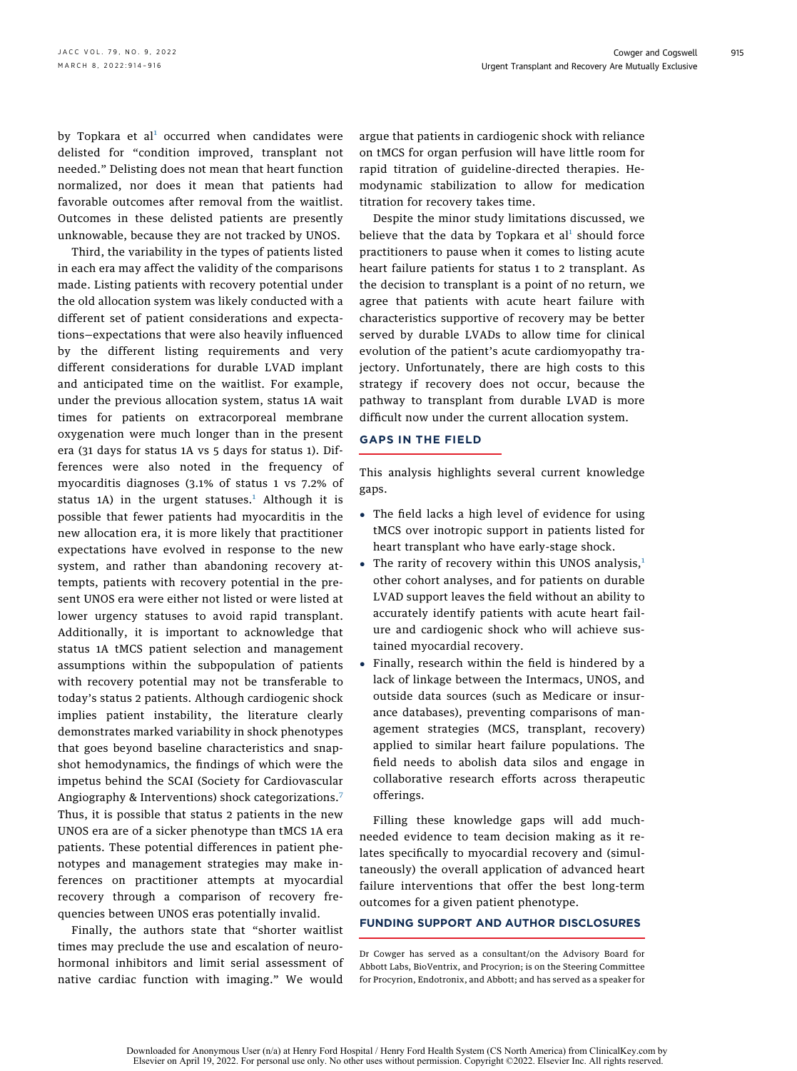by Topkara et al[1] occurred when candidates were delisted for "condition improved, transplant not needed." Delisting does not mean that heart function normalized, nor does it mean that patients had favorable outcomes after removal from the waitlist. Outcomes in these delisted patients are presently unknowable, because they are not tracked by UNOS.

Third, the variability in the types of patients listed in each era may affect the validity of the comparisons made. Listing patients with recovery potential under the old allocation system was likely conducted with a different set of patient considerations and expectations—expectations that were also heavily influenced by the different listing requirements and very different considerations for durable LVAD implant and anticipated time on the waitlist. For example, under the previous allocation system, status 1A wait times for patients on extracorporeal membrane oxygenation were much longer than in the present era (31 days for status 1A vs 5 days for status 1). Differences were also noted in the frequency of myocarditis diagnoses (3.1% of status 1 vs 7.2% of status 1A) in the urgent statuses.[1] Although it is possible that fewer patients had myocarditis in the new allocation era, it is more likely that practitioner expectations have evolved in response to the new system, and rather than abandoning recovery attempts, patients with recovery potential in the present UNOS era were either not listed or were listed at lower urgency statuses to avoid rapid transplant. Additionally, it is important to acknowledge that status 1A tMCS patient selection and management assumptions within the subpopulation of patients with recovery potential may not be transferable to today's status 2 patients. Although cardiogenic shock implies patient instability, the literature clearly demonstrates marked variability in shock phenotypes that goes beyond baseline characteristics and snapshot hemodynamics, the findings of which were the impetus behind the SCAI (Society for Cardiovascular Angiography & Interventions) shock categorizations.[7] Thus, it is possible that status 2 patients in the new UNOS era are of a sicker phenotype than tMCS 1A era patients. These potential differences in patient phenotypes and management strategies may make inferences on practitioner attempts at myocardial recovery through a comparison of recovery frequencies between UNOS eras potentially invalid.

Finally, the authors state that "shorter waitlist times may preclude the use and escalation of neurohormonal inhibitors and limit serial assessment of native cardiac function with imaging." We would argue that patients in cardiogenic shock with reliance on tMCS for organ perfusion will have little room for rapid titration of guideline-directed therapies. Hemodynamic stabilization to allow for medication titration for recovery takes time.

Despite the minor study limitations discussed, we believe that the data by Topkara et al[1] should force practitioners to pause when it comes to listing acute heart failure patients for status 1 to 2 transplant. As the decision to transplant is a point of no return, we agree that patients with acute heart failure with characteristics supportive of recovery may be better served by durable LVADs to allow time for clinical evolution of the patient's acute cardiomyopathy trajectory. Unfortunately, there are high costs to this strategy if recovery does not occur, because the pathway to transplant from durable LVAD is more difficult now under the current allocation system.

## GAPS IN THE FIELD

This analysis highlights several current knowledge gaps.

- The field lacks a high level of evidence for using tMCS over inotropic support in patients listed for heart transplant who have early-stage shock.
- The rarity of recovery within this UNOS analysis,[1] other cohort analyses, and for patients on durable LVAD support leaves the field without an ability to accurately identify patients with acute heart failure and cardiogenic shock who will achieve sustained myocardial recovery.
- Finally, research within the field is hindered by a lack of linkage between the Intermacs, UNOS, and outside data sources (such as Medicare or insurance databases), preventing comparisons of management strategies (MCS, transplant, recovery) applied to similar heart failure populations. The field needs to abolish data silos and engage in collaborative research efforts across therapeutic offerings.

Filling these knowledge gaps will add much-needed evidence to team decision making as it relates specifically to myocardial recovery and (simultaneously) the overall application of advanced heart failure interventions that offer the best long-term outcomes for a given patient phenotype.

## FUNDING SUPPORT AND AUTHOR DISCLOSURES

Dr Cowger has served as a consultant/on the Advisory Board for Abbott Labs, BioVentrix, and Procyrion; is on the Steering Committee for Procyrion, Endotronix, and Abbott; and has served as a speaker for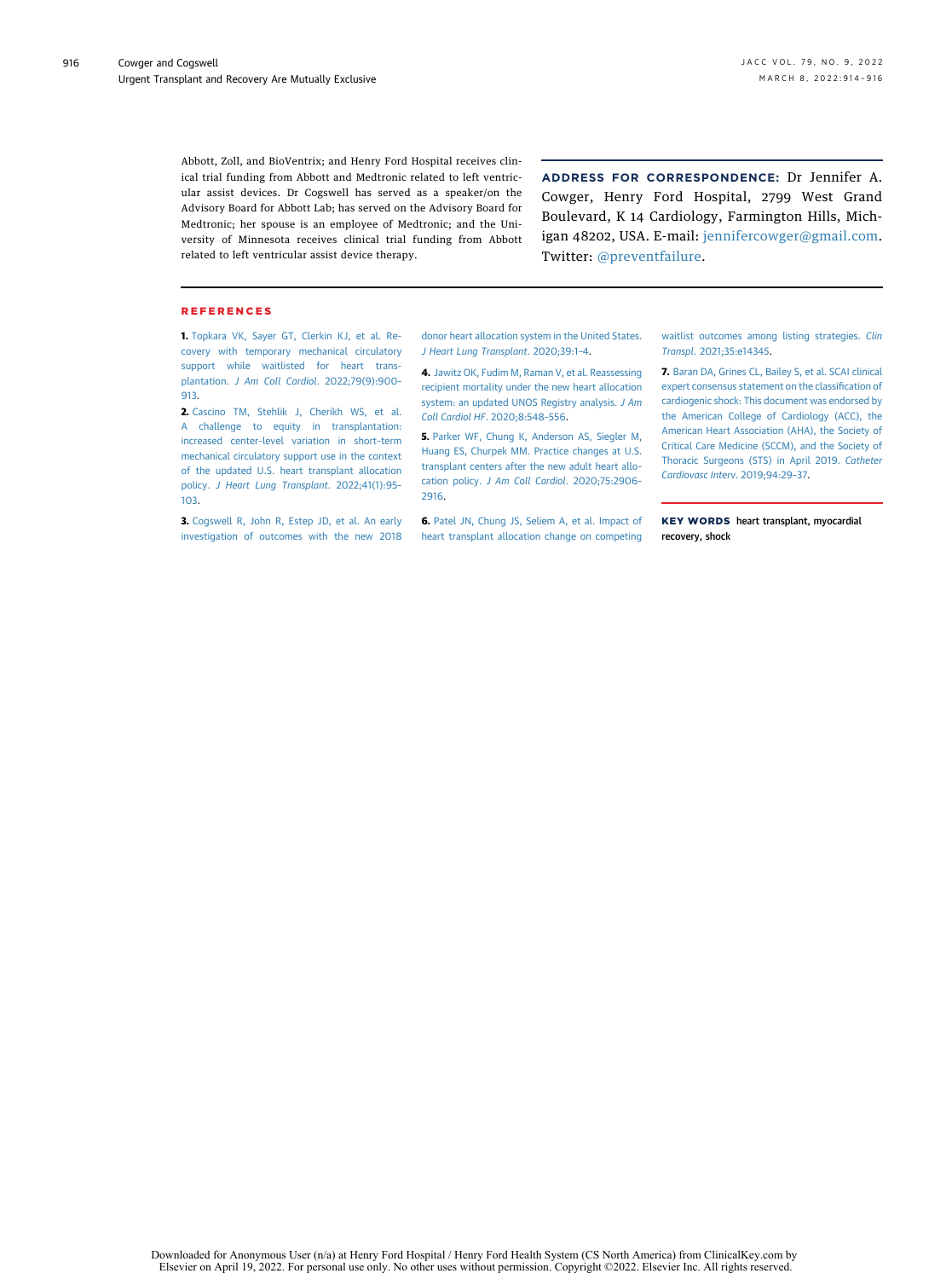Abbott, Zoll, and BioVentrix; and Henry Ford Hospital receives clinical trial funding from Abbott and Medtronic related to left ventricular assist devices. Dr Cogswell has served as a speaker/on the Advisory Board for Abbott Lab; has served on the Advisory Board for Medtronic; her spouse is an employee of Medtronic; and the University of Minnesota receives clinical trial funding from Abbott related to left ventricular assist device therapy.

**ADDRESS FOR CORRESPONDENCE:** Dr Jennifer A. Cowger, Henry Ford Hospital, 2799 West Grand Boulevard, K 14 Cardiology, Farmington Hills, Michigan 48202, USA. E-mail: jennifercowger@gmail.com. Twitter: @preventfailure.

## REFERENCES

**1.** Topkara VK, Sayer GT, Clerkin KJ, et al. Recovery with temporary mechanical circulatory support while waitlisted for heart transplantation. *J Am Coll Cardiol*. 2022;79(9):900-913.

**2.** Cascino TM, Stehlik J, Cherikh WS, et al. A challenge to equity in transplantation: increased center-level variation in short-term mechanical circulatory support use in the context of the updated U.S. heart transplant allocation policy. *J Heart Lung Transplant*. 2022;41(1):95-103.

**3.** Cogswell R, John R, Estep JD, et al. An early investigation of outcomes with the new 2018 donor heart allocation system in the United States. *J Heart Lung Transplant*. 2020;39:1-4.

**4.** Jawitz OK, Fudim M, Raman V, et al. Reassessing recipient mortality under the new heart allocation system: an updated UNOS Registry analysis. *J Am Coll Cardiol HF*. 2020;8:548-556.

**5.** Parker WF, Chung K, Anderson AS, Siegler M, Huang ES, Churpek MM. Practice changes at U.S. transplant centers after the new adult heart allocation policy. *J Am Coll Cardiol*. 2020;75:2906-2916.

**6.** Patel JN, Chung JS, Seliem A, et al. Impact of heart transplant allocation change on competing waitlist outcomes among listing strategies. *Clin Transpl*. 2021;35:e14345.

**7.** Baran DA, Grines CL, Bailey S, et al. SCAI clinical expert consensus statement on the classification of cardiogenic shock: This document was endorsed by the American College of Cardiology (ACC), the American Heart Association (AHA), the Society of Critical Care Medicine (SCCM), and the Society of Thoracic Surgeons (STS) in April 2019. *Catheter Cardiovasc Interv*. 2019;94:29-37.

**KEY WORDS** heart transplant, myocardial recovery, shock